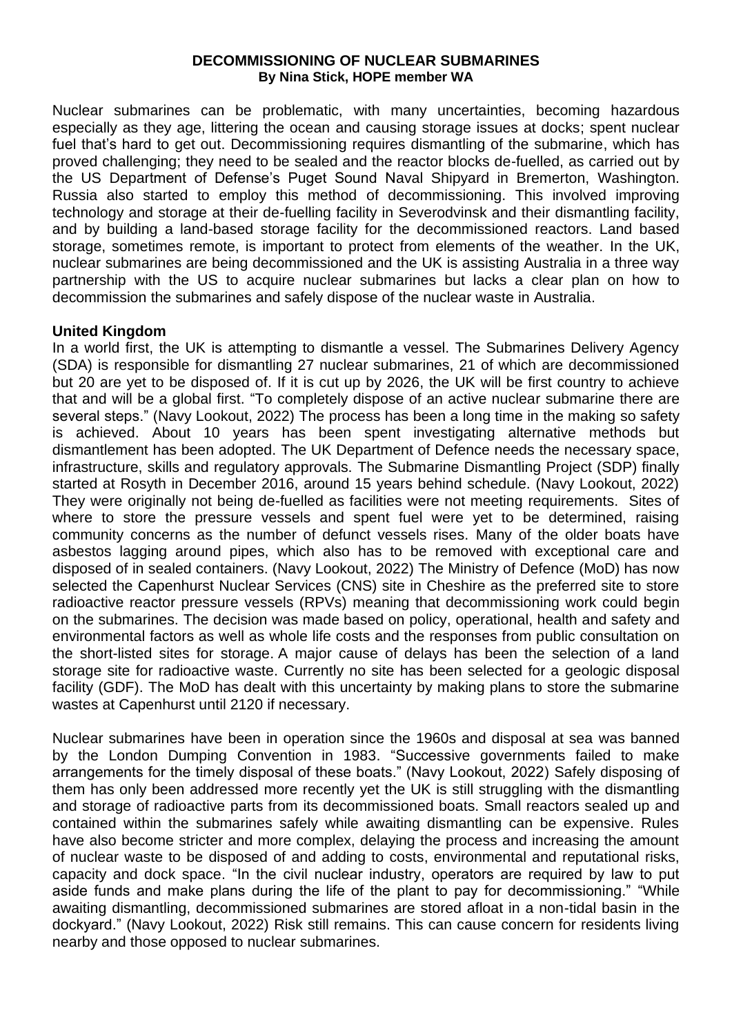# DECOMMISSIONING OF NUCLEAR SUBMARINES

**By Nina Stick, HOPE member WA**

Nuclear submarines can be problematic, with many uncertainties, becoming hazardous especially as they age, littering the ocean and causing storage issues at docks; spent nuclear fuel that's hard to get out. Decommissioning requires dismantling of the submarine, which has proved challenging; they need to be sealed and the reactor blocks de-fuelled, as carried out by the US Department of Defense's Puget Sound Naval Shipyard in Bremerton, Washington. Russia also started to employ this method of decommissioning. This involved improving technology and storage at their de-fuelling facility in Severodvinsk and their dismantling facility, and by building a land-based storage facility for the decommissioned reactors. Land based storage, sometimes remote, is important to protect from elements of the weather. In the UK, nuclear submarines are being decommissioned and the UK is assisting Australia in a three way partnership with the US to acquire nuclear submarines but lacks a clear plan on how to decommission the submarines and safely dispose of the nuclear waste in Australia.

## United Kingdom

In a world first, the UK is attempting to dismantle a vessel. The Submarines Delivery Agency (SDA) is responsible for dismantling 27 nuclear submarines, 21 of which are decommissioned but 20 are yet to be disposed of. If it is cut up by 2026, the UK will be first country to achieve that and will be a global first. "To completely dispose of an active nuclear submarine there are several steps." (Navy Lookout, 2022) The process has been a long time in the making so safety is achieved. About 10 years has been spent investigating alternative methods but dismantlement has been adopted. The UK Department of Defence needs the necessary space, infrastructure, skills and regulatory approvals. The Submarine Dismantling Project (SDP) finally started at Rosyth in December 2016, around 15 years behind schedule. (Navy Lookout, 2022) They were originally not being de-fuelled as facilities were not meeting requirements. Sites of where to store the pressure vessels and spent fuel were yet to be determined, raising community concerns as the number of defunct vessels rises. Many of the older boats have asbestos lagging around pipes, which also has to be removed with exceptional care and disposed of in sealed containers. (Navy Lookout, 2022) The Ministry of Defence (MoD) has now selected the Capenhurst Nuclear Services (CNS) site in Cheshire as the preferred site to store radioactive reactor pressure vessels (RPVs) meaning that decommissioning work could begin on the submarines. The decision was made based on policy, operational, health and safety and environmental factors as well as whole life costs and the responses from public consultation on the short-listed sites for storage. A major cause of delays has been the selection of a land storage site for radioactive waste. Currently no site has been selected for a geologic disposal facility (GDF). The MoD has dealt with this uncertainty by making plans to store the submarine wastes at Capenhurst until 2120 if necessary.

Nuclear submarines have been in operation since the 1960s and disposal at sea was banned by the London Dumping Convention in 1983. "Successive governments failed to make arrangements for the timely disposal of these boats." (Navy Lookout, 2022) Safely disposing of them has only been addressed more recently yet the UK is still struggling with the dismantling and storage of radioactive parts from its decommissioned boats. Small reactors sealed up and contained within the submarines safely while awaiting dismantling can be expensive. Rules have also become stricter and more complex, delaying the process and increasing the amount of nuclear waste to be disposed of and adding to costs, environmental and reputational risks, capacity and dock space. "In the civil nuclear industry, operators are required by law to put aside funds and make plans during the life of the plant to pay for decommissioning." "While awaiting dismantling, decommissioned submarines are stored afloat in a non-tidal basin in the dockyard." (Navy Lookout, 2022) Risk still remains. This can cause concern for residents living nearby and those opposed to nuclear submarines.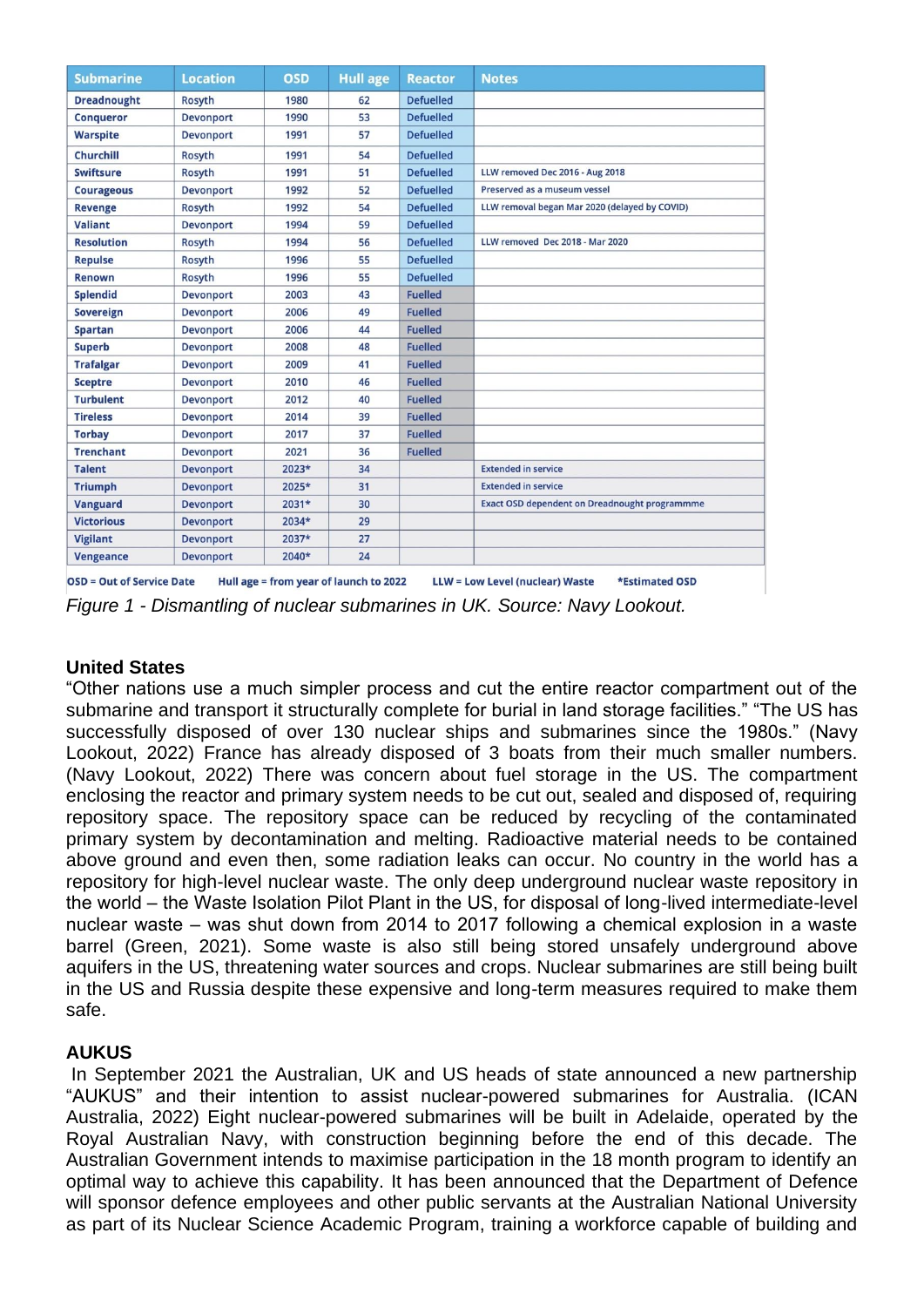| Submarine | Location | OSD | Hull age | Reactor | Notes |
|---|---|---|---|---|---|
| Dreadnought | Rosyth | 1980 | 62 | Defuelled | |
| Conqueror | Devonport | 1990 | 53 | Defuelled | |
| Warspite | Devonport | 1991 | 57 | Defuelled | |
| Churchill | Rosyth | 1991 | 54 | Defuelled | |
| Swiftsure | Rosyth | 1991 | 51 | Defuelled | LLW removed Dec 2016 - Aug 2018 |
| Courageous | Devonport | 1992 | 52 | Defuelled | Preserved as a museum vessel |
| Revenge | Rosyth | 1992 | 54 | Defuelled | LLW removal began Mar 2020 (delayed by COVID) |
| Valiant | Devonport | 1994 | 59 | Defuelled | |
| Resolution | Rosyth | 1994 | 56 | Defuelled | LLW removed Dec 2018 - Mar 2020 |
| Repulse | Rosyth | 1996 | 55 | Defuelled | |
| Renown | Rosyth | 1996 | 55 | Defuelled | |
| Splendid | Devonport | 2003 | 43 | Fuelled | |
| Sovereign | Devonport | 2006 | 49 | Fuelled | |
| Spartan | Devonport | 2006 | 44 | Fuelled | |
| Superb | Devonport | 2008 | 48 | Fuelled | |
| Trafalgar | Devonport | 2009 | 41 | Fuelled | |
| Sceptre | Devonport | 2010 | 46 | Fuelled | |
| Turbulent | Devonport | 2012 | 40 | Fuelled | |
| Tireless | Devonport | 2014 | 39 | Fuelled | |
| Torbay | Devonport | 2017 | 37 | Fuelled | |
| Trenchant | Devonport | 2021 | 36 | Fuelled | |
| Talent | Devonport | 2023* | 34 | | Extended in service |
| Triumph | Devonport | 2025* | 31 | | Extended in service |
| Vanguard | Devonport | 2031* | 30 | | Exact OSD dependent on Dreadnought programmme |
| Victorious | Devonport | 2034* | 29 | | |
| Vigilant | Devonport | 2037* | 27 | | |
| Vengeance | Devonport | 2040* | 24 | | |

OSD = Out of Service Date    Hull age = from year of launch to 2022    LLW = Low Level (nuclear) Waste    *Estimated OSD

*Figure 1 - Dismantling of nuclear submarines in UK. Source: Navy Lookout.*

**United States**

"Other nations use a much simpler process and cut the entire reactor compartment out of the submarine and transport it structurally complete for burial in land storage facilities." "The US has successfully disposed of over 130 nuclear ships and submarines since the 1980s." (Navy Lookout, 2022) France has already disposed of 3 boats from their much smaller numbers. (Navy Lookout, 2022) There was concern about fuel storage in the US. The compartment enclosing the reactor and primary system needs to be cut out, sealed and disposed of, requiring repository space. The repository space can be reduced by recycling of the contaminated primary system by decontamination and melting. Radioactive material needs to be contained above ground and even then, some radiation leaks can occur. No country in the world has a repository for high-level nuclear waste. The only deep underground nuclear waste repository in the world – the Waste Isolation Pilot Plant in the US, for disposal of long-lived intermediate-level nuclear waste – was shut down from 2014 to 2017 following a chemical explosion in a waste barrel (Green, 2021). Some waste is also still being stored unsafely underground above aquifers in the US, threatening water sources and crops. Nuclear submarines are still being built in the US and Russia despite these expensive and long-term measures required to make them safe.

**AUKUS**

In September 2021 the Australian, UK and US heads of state announced a new partnership "AUKUS" and their intention to assist nuclear-powered submarines for Australia. (ICAN Australia, 2022) Eight nuclear-powered submarines will be built in Adelaide, operated by the Royal Australian Navy, with construction beginning before the end of this decade. The Australian Government intends to maximise participation in the 18 month program to identify an optimal way to achieve this capability. It has been announced that the Department of Defence will sponsor defence employees and other public servants at the Australian National University as part of its Nuclear Science Academic Program, training a workforce capable of building and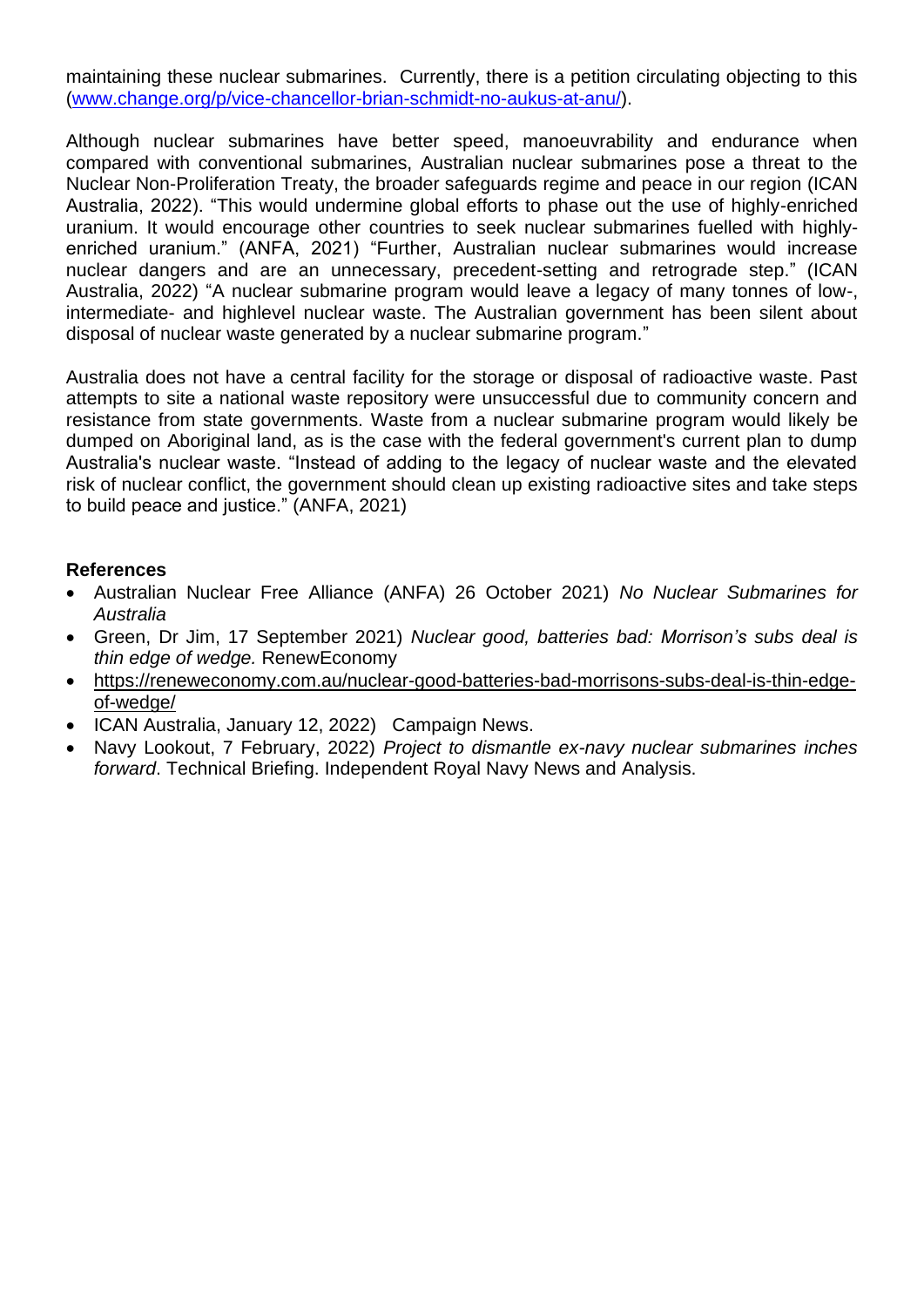maintaining these nuclear submarines. Currently, there is a petition circulating objecting to this (www.change.org/p/vice-chancellor-brian-schmidt-no-aukus-at-anu/).

Although nuclear submarines have better speed, manoeuvrability and endurance when compared with conventional submarines, Australian nuclear submarines pose a threat to the Nuclear Non-Proliferation Treaty, the broader safeguards regime and peace in our region (ICAN Australia, 2022). "This would undermine global efforts to phase out the use of highly-enriched uranium. It would encourage other countries to seek nuclear submarines fuelled with highly-enriched uranium." (ANFA, 2021) "Further, Australian nuclear submarines would increase nuclear dangers and are an unnecessary, precedent-setting and retrograde step." (ICAN Australia, 2022) "A nuclear submarine program would leave a legacy of many tonnes of low-, intermediate- and highlevel nuclear waste. The Australian government has been silent about disposal of nuclear waste generated by a nuclear submarine program."

Australia does not have a central facility for the storage or disposal of radioactive waste. Past attempts to site a national waste repository were unsuccessful due to community concern and resistance from state governments. Waste from a nuclear submarine program would likely be dumped on Aboriginal land, as is the case with the federal government's current plan to dump Australia's nuclear waste. "Instead of adding to the legacy of nuclear waste and the elevated risk of nuclear conflict, the government should clean up existing radioactive sites and take steps to build peace and justice." (ANFA, 2021)

**References**

- Australian Nuclear Free Alliance (ANFA) 26 October 2021) *No Nuclear Submarines for Australia*
- Green, Dr Jim, 17 September 2021) *Nuclear good, batteries bad: Morrison's subs deal is thin edge of wedge.* RenewEconomy
- https://reneweconomy.com.au/nuclear-good-batteries-bad-morrisons-subs-deal-is-thin-edge-of-wedge/
- ICAN Australia, January 12, 2022) Campaign News.
- Navy Lookout, 7 February, 2022) *Project to dismantle ex-navy nuclear submarines inches forward*. Technical Briefing. Independent Royal Navy News and Analysis.